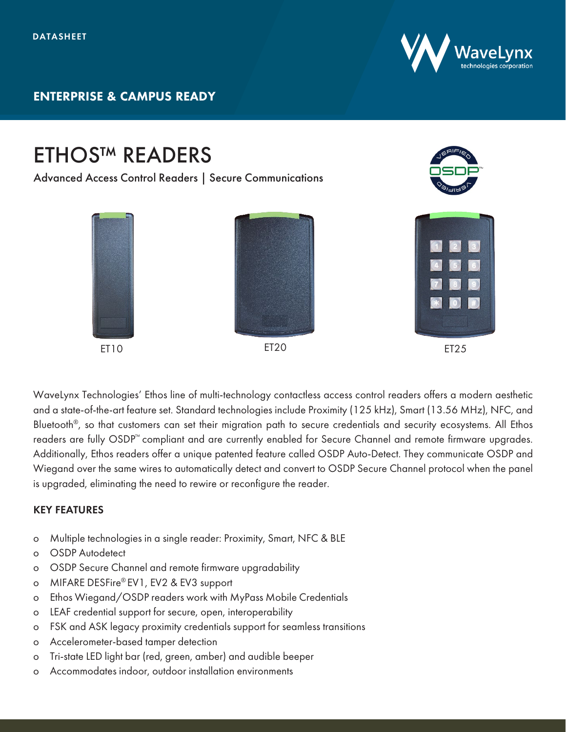DATASHEET

**ENTERPRISE & CAMPUS READY**

# ETHOS™ READERS

Advanced Access Control Readers | Secure Communications

ET10

ET20

ET25

WaveLynx Technologies' Ethos line of multi-technology contactless access control readers offers a modern aesthetic and a state-of-the-art feature set. Standard technologies include Proximity (125 kHz), Smart (13.56 MHz), NFC, and Bluetooth®, so that customers can set their migration path to secure credentials and security ecosystems. All Ethos readers are fully OSDP™ compliant and are currently enabled for Secure Channel and remote firmware upgrades. Additionally, Ethos readers offer a unique patented feature called OSDP Auto-Detect. They communicate OSDP and Wiegand over the same wires to automatically detect and convert to OSDP Secure Channel protocol when the panel is upgraded, eliminating the need to rewire or reconfigure the reader.

## KEY FEATURES

- Multiple technologies in a single reader: Proximity, Smart, NFC & BLE
- OSDP Autodetect
- OSDP Secure Channel and remote firmware upgradability
- MIFARE DESFire® EV1, EV2 & EV3 support
- Ethos Wiegand/OSDP readers work with MyPass Mobile Credentials
- LEAF credential support for secure, open, interoperability
- FSK and ASK legacy proximity credentials support for seamless transitions
- Accelerometer-based tamper detection
- Tri-state LED light bar (red, green, amber) and audible beeper
- Accommodates indoor, outdoor installation environments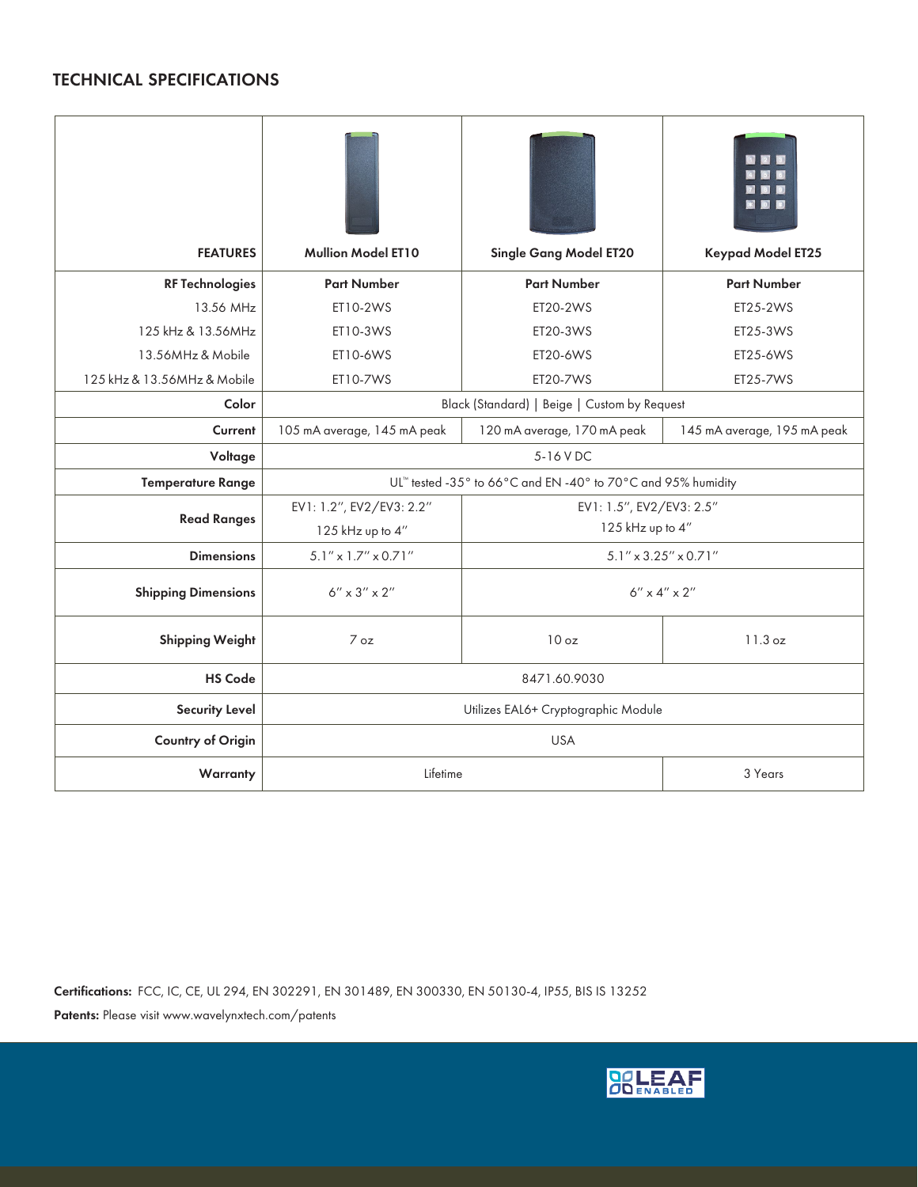## TECHNICAL SPECIFICATIONS

| FEATURES | Mullion Model ET10 | Single Gang Model ET20 | Keypad Model ET25 |
|---|---|---|---|
| **RF Technologies** | **Part Number** | **Part Number** | **Part Number** |
| 13.56 MHz | ET10-2WS | ET20-2WS | ET25-2WS |
| 125 kHz & 13.56MHz | ET10-3WS | ET20-3WS | ET25-3WS |
| 13.56MHz & Mobile | ET10-6WS | ET20-6WS | ET25-6WS |
| 125 kHz & 13.56MHz & Mobile | ET10-7WS | ET20-7WS | ET25-7WS |
| **Color** | Black (Standard) \| Beige \| Custom by Request | | |
| **Current** | 105 mA average, 145 mA peak | 120 mA average, 170 mA peak | 145 mA average, 195 mA peak |
| **Voltage** | 5-16 V DC | | |
| **Temperature Range** | UL™ tested -35° to 66°C and EN -40° to 70°C and 95% humidity | | |
| **Read Ranges** | EV1: 1.2", EV2/EV3: 2.2"<br>125 kHz up to 4" | EV1: 1.5", EV2/EV3: 2.5"<br>125 kHz up to 4" | |
| **Dimensions** | 5.1" x 1.7" x 0.71" | 5.1" x 3.25" x 0.71" | |
| **Shipping Dimensions** | 6" x 3" x 2" | 6" x 4" x 2" | |
| **Shipping Weight** | 7 oz | 10 oz | 11.3 oz |
| **HS Code** | 8471.60.9030 | | |
| **Security Level** | Utilizes EAL6+ Cryptographic Module | | |
| **Country of Origin** | USA | | |
| **Warranty** | Lifetime | | 3 Years |

**Certifications:** FCC, IC, CE, UL 294, EN 302291, EN 301489, EN 300330, EN 50130-4, IP55, BIS IS 13252

**Patents:** Please visit www.wavelynxtech.com/patents

LEAF ENABLED